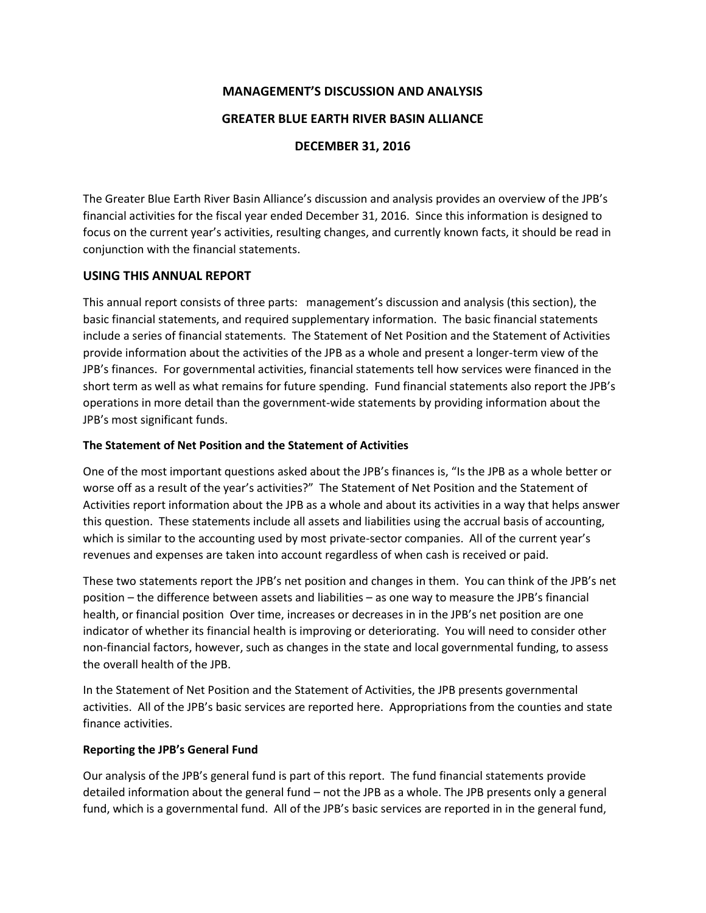**MANAGEMENT'S DISCUSSION AND ANALYSIS**

**GREATER BLUE EARTH RIVER BASIN ALLIANCE**

**DECEMBER 31, 2016**

The Greater Blue Earth River Basin Alliance's discussion and analysis provides an overview of the JPB's financial activities for the fiscal year ended December 31, 2016. Since this information is designed to focus on the current year's activities, resulting changes, and currently known facts, it should be read in conjunction with the financial statements.

## USING THIS ANNUAL REPORT

This annual report consists of three parts: management's discussion and analysis (this section), the basic financial statements, and required supplementary information. The basic financial statements include a series of financial statements. The Statement of Net Position and the Statement of Activities provide information about the activities of the JPB as a whole and present a longer-term view of the JPB's finances. For governmental activities, financial statements tell how services were financed in the short term as well as what remains for future spending. Fund financial statements also report the JPB's operations in more detail than the government-wide statements by providing information about the JPB's most significant funds.

### The Statement of Net Position and the Statement of Activities

One of the most important questions asked about the JPB's finances is, "Is the JPB as a whole better or worse off as a result of the year's activities?" The Statement of Net Position and the Statement of Activities report information about the JPB as a whole and about its activities in a way that helps answer this question. These statements include all assets and liabilities using the accrual basis of accounting, which is similar to the accounting used by most private-sector companies. All of the current year's revenues and expenses are taken into account regardless of when cash is received or paid.

These two statements report the JPB's net position and changes in them. You can think of the JPB's net position – the difference between assets and liabilities – as one way to measure the JPB's financial health, or financial position Over time, increases or decreases in in the JPB's net position are one indicator of whether its financial health is improving or deteriorating. You will need to consider other non-financial factors, however, such as changes in the state and local governmental funding, to assess the overall health of the JPB.

In the Statement of Net Position and the Statement of Activities, the JPB presents governmental activities. All of the JPB's basic services are reported here. Appropriations from the counties and state finance activities.

### Reporting the JPB's General Fund

Our analysis of the JPB's general fund is part of this report. The fund financial statements provide detailed information about the general fund – not the JPB as a whole. The JPB presents only a general fund, which is a governmental fund. All of the JPB's basic services are reported in in the general fund,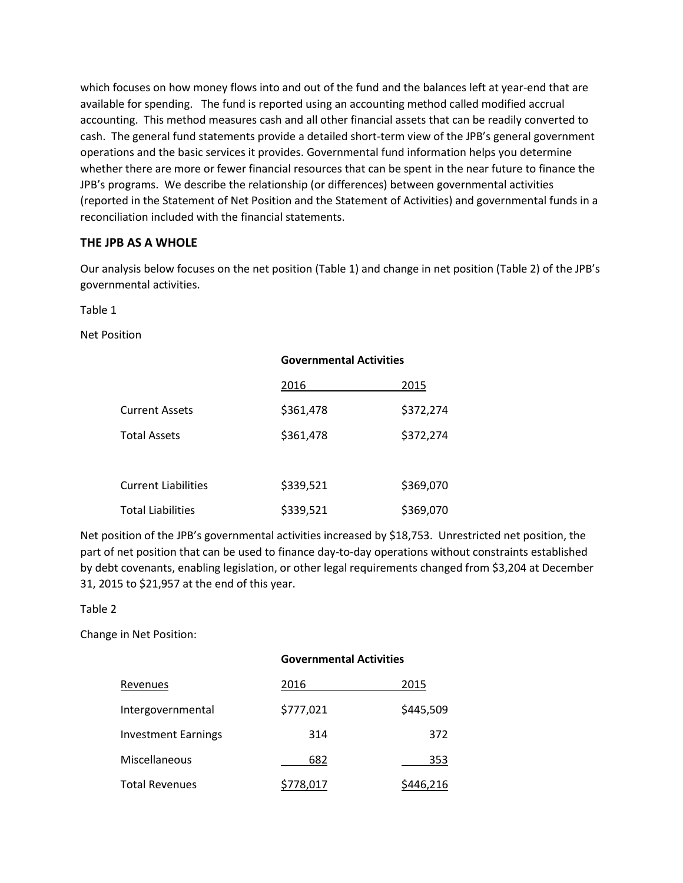which focuses on how money flows into and out of the fund and the balances left at year-end that are available for spending. The fund is reported using an accounting method called modified accrual accounting. This method measures cash and all other financial assets that can be readily converted to cash. The general fund statements provide a detailed short-term view of the JPB's general government operations and the basic services it provides. Governmental fund information helps you determine whether there are more or fewer financial resources that can be spent in the near future to finance the JPB's programs. We describe the relationship (or differences) between governmental activities (reported in the Statement of Net Position and the Statement of Activities) and governmental funds in a reconciliation included with the financial statements.

### THE JPB AS A WHOLE

Our analysis below focuses on the net position (Table 1) and change in net position (Table 2) of the JPB's governmental activities.

Table 1

Net Position

| | Governmental Activities | |
|---|---|---|
| | 2016 | 2015 |
| Current Assets | $361,478 | $372,274 |
| Total Assets | $361,478 | $372,274 |
| | | |
| Current Liabilities | $339,521 | $369,070 |
| Total Liabilities | $339,521 | $369,070 |

Net position of the JPB's governmental activities increased by $18,753. Unrestricted net position, the part of net position that can be used to finance day-to-day operations without constraints established by debt covenants, enabling legislation, or other legal requirements changed from $3,204 at December 31, 2015 to $21,957 at the end of this year.

Table 2

Change in Net Position:

| | Governmental Activities | |
|---|---|---|
| Revenues | 2016 | 2015 |
| Intergovernmental | $777,021 | $445,509 |
| Investment Earnings | 314 | 372 |
| Miscellaneous | 682 | 353 |
| Total Revenues | $778,017 | $446,216 |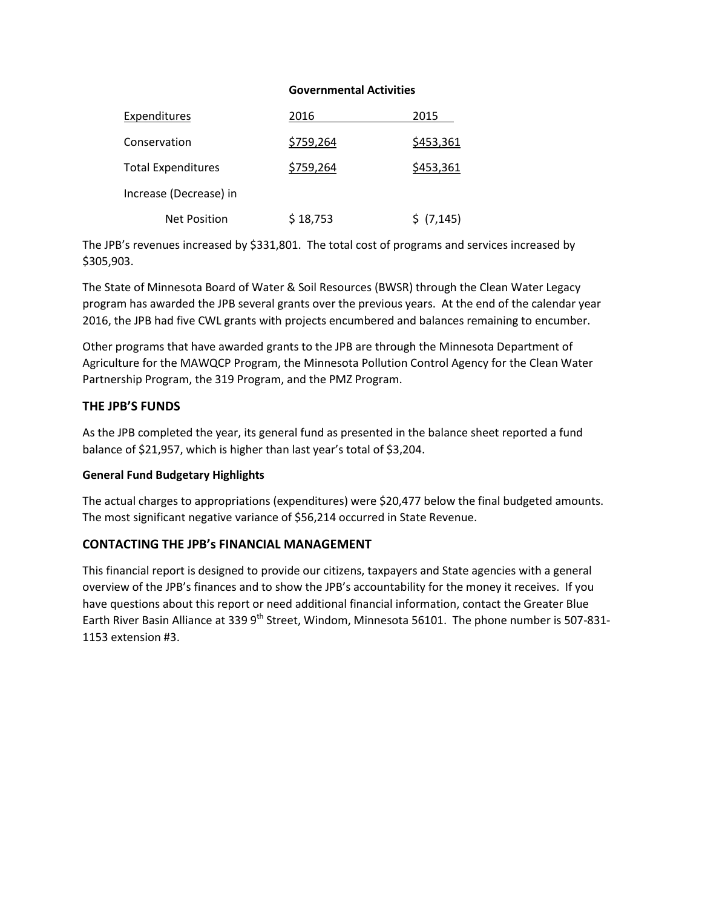| | Governmental Activities | |
|---|---|---|
| Expenditures | 2016 | 2015 |
| Conservation | $759,264 | $453,361 |
| Total Expenditures | $759,264 | $453,361 |
| Increase (Decrease) in | | |
| Net Position | $ 18,753 | $ (7,145) |

The JPB's revenues increased by $331,801. The total cost of programs and services increased by $305,903.

The State of Minnesota Board of Water & Soil Resources (BWSR) through the Clean Water Legacy program has awarded the JPB several grants over the previous years. At the end of the calendar year 2016, the JPB had five CWL grants with projects encumbered and balances remaining to encumber.

Other programs that have awarded grants to the JPB are through the Minnesota Department of Agriculture for the MAWQCP Program, the Minnesota Pollution Control Agency for the Clean Water Partnership Program, the 319 Program, and the PMZ Program.

## THE JPB'S FUNDS

As the JPB completed the year, its general fund as presented in the balance sheet reported a fund balance of $21,957, which is higher than last year's total of $3,204.

### General Fund Budgetary Highlights

The actual charges to appropriations (expenditures) were $20,477 below the final budgeted amounts. The most significant negative variance of $56,214 occurred in State Revenue.

## CONTACTING THE JPB's FINANCIAL MANAGEMENT

This financial report is designed to provide our citizens, taxpayers and State agencies with a general overview of the JPB's finances and to show the JPB's accountability for the money it receives. If you have questions about this report or need additional financial information, contact the Greater Blue Earth River Basin Alliance at 339 9th Street, Windom, Minnesota 56101. The phone number is 507-831-1153 extension #3.